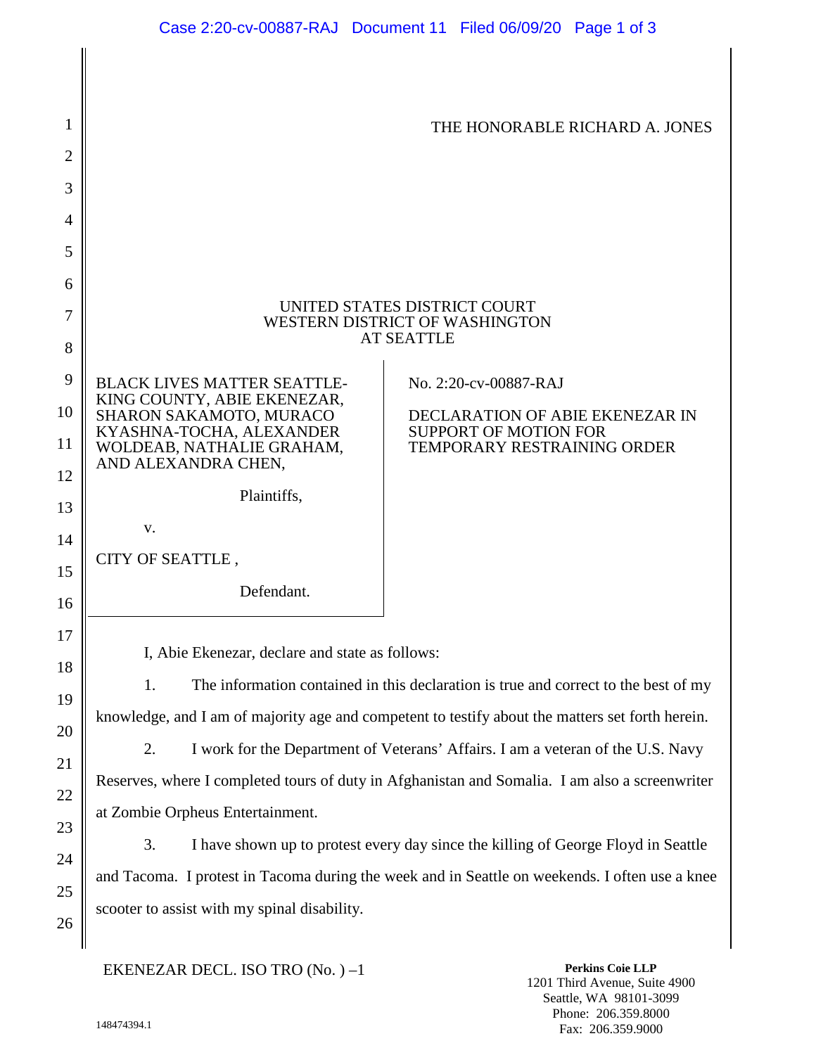THE HONORABLE RICHARD A. JONES

UNITED STATES DISTRICT COURT
WESTERN DISTRICT OF WASHINGTON
AT SEATTLE

BLACK LIVES MATTER SEATTLE-KING COUNTY, ABIE EKENEZAR, SHARON SAKAMOTO, MURACO KYASHNA-TOCHA, ALEXANDER WOLDEAB, NATHALIE GRAHAM, AND ALEXANDRA CHEN,

Plaintiffs,

v.

CITY OF SEATTLE ,

Defendant.

No. 2:20-cv-00887-RAJ

DECLARATION OF ABIE EKENEZAR IN SUPPORT OF MOTION FOR TEMPORARY RESTRAINING ORDER

I, Abie Ekenezar, declare and state as follows:

1. The information contained in this declaration is true and correct to the best of my knowledge, and I am of majority age and competent to testify about the matters set forth herein.

2. I work for the Department of Veterans' Affairs. I am a veteran of the U.S. Navy Reserves, where I completed tours of duty in Afghanistan and Somalia. I am also a screenwriter at Zombie Orpheus Entertainment.

3. I have shown up to protest every day since the killing of George Floyd in Seattle and Tacoma. I protest in Tacoma during the week and in Seattle on weekends. I often use a knee scooter to assist with my spinal disability.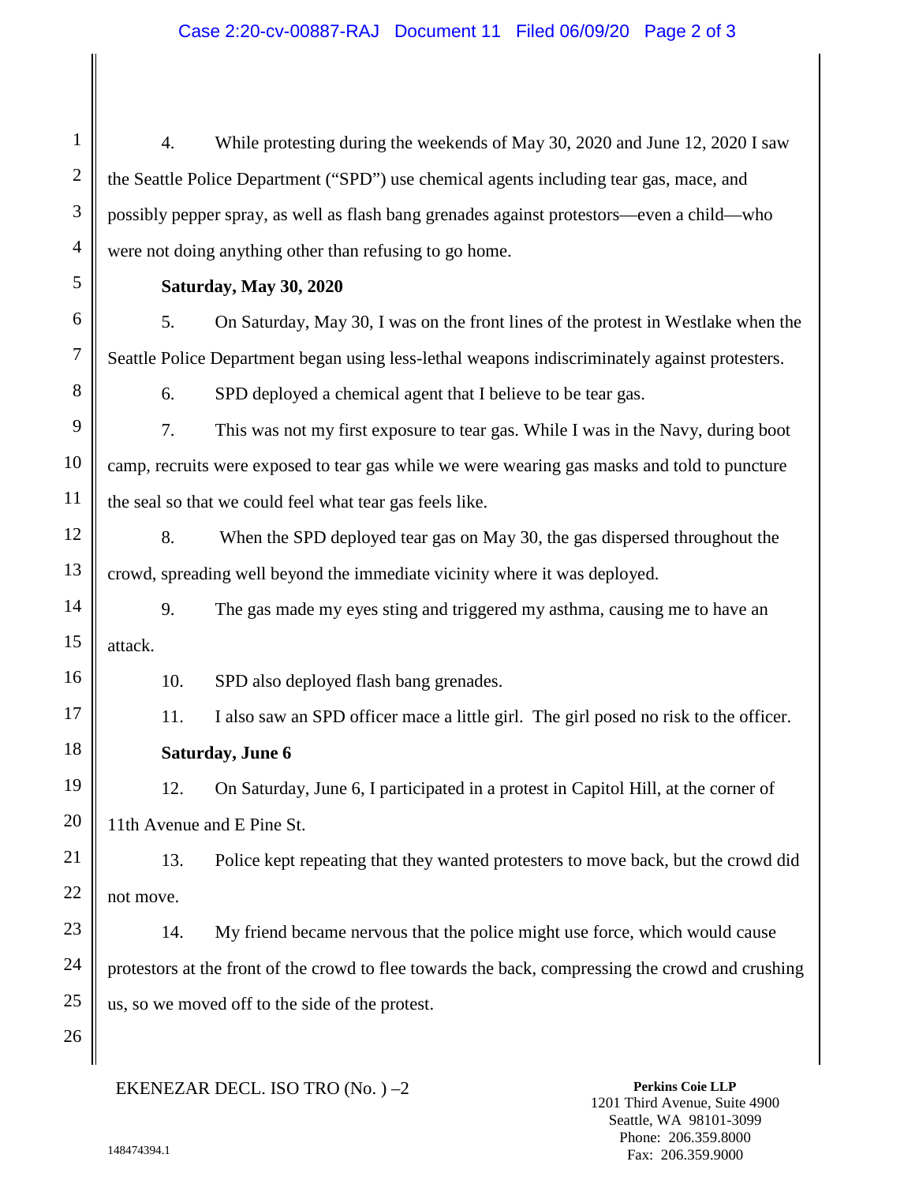4. While protesting during the weekends of May 30, 2020 and June 12, 2020 I saw the Seattle Police Department ("SPD") use chemical agents including tear gas, mace, and possibly pepper spray, as well as flash bang grenades against protestors—even a child—who were not doing anything other than refusing to go home.

**Saturday, May 30, 2020**

5. On Saturday, May 30, I was on the front lines of the protest in Westlake when the Seattle Police Department began using less-lethal weapons indiscriminately against protesters.

6. SPD deployed a chemical agent that I believe to be tear gas.

7. This was not my first exposure to tear gas. While I was in the Navy, during boot camp, recruits were exposed to tear gas while we were wearing gas masks and told to puncture the seal so that we could feel what tear gas feels like.

8. When the SPD deployed tear gas on May 30, the gas dispersed throughout the crowd, spreading well beyond the immediate vicinity where it was deployed.

9. The gas made my eyes sting and triggered my asthma, causing me to have an attack.

10. SPD also deployed flash bang grenades.

11. I also saw an SPD officer mace a little girl. The girl posed no risk to the officer.

**Saturday, June 6**

12. On Saturday, June 6, I participated in a protest in Capitol Hill, at the corner of 11th Avenue and E Pine St.

13. Police kept repeating that they wanted protesters to move back, but the crowd did not move.

14. My friend became nervous that the police might use force, which would cause protestors at the front of the crowd to flee towards the back, compressing the crowd and crushing us, so we moved off to the side of the protest.

EKENEZAR DECL. ISO TRO (No. ) –2

**Perkins Coie LLP**
1201 Third Avenue, Suite 4900
Seattle, WA 98101-3099
Phone: 206.359.8000
Fax: 206.359.9000

148474394.1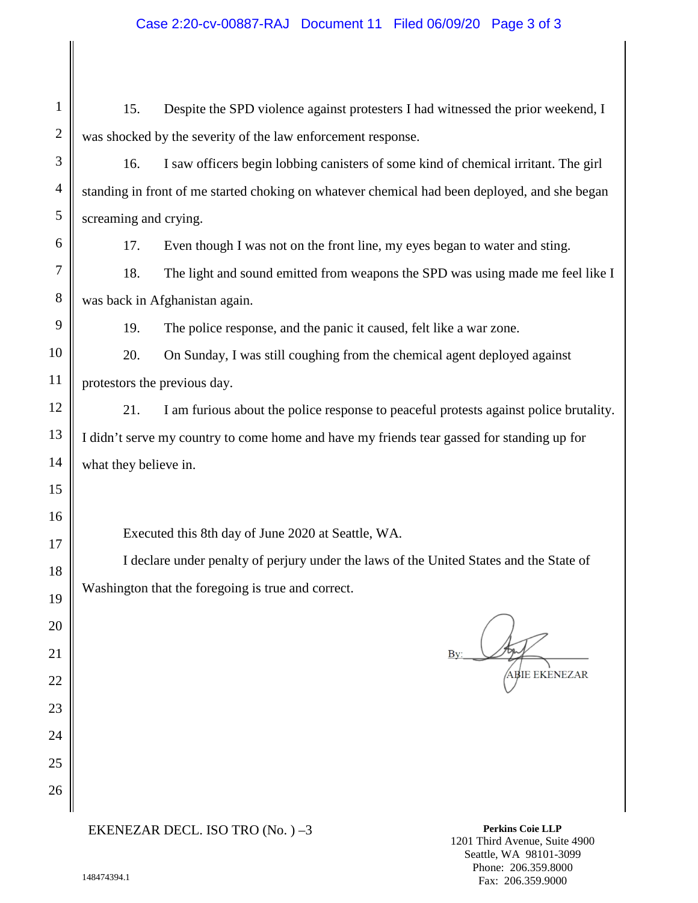15. Despite the SPD violence against protesters I had witnessed the prior weekend, I was shocked by the severity of the law enforcement response.

16. I saw officers begin lobbing canisters of some kind of chemical irritant. The girl standing in front of me started choking on whatever chemical had been deployed, and she began screaming and crying.

17. Even though I was not on the front line, my eyes began to water and sting.

18. The light and sound emitted from weapons the SPD was using made me feel like I was back in Afghanistan again.

19. The police response, and the panic it caused, felt like a war zone.

20. On Sunday, I was still coughing from the chemical agent deployed against protestors the previous day.

21. I am furious about the police response to peaceful protests against police brutality. I didn't serve my country to come home and have my friends tear gassed for standing up for what they believe in.

Executed this 8th day of June 2020 at Seattle, WA.

I declare under penalty of perjury under the laws of the United States and the State of Washington that the foregoing is true and correct.

By: ______________________

ABIE EKENEZAR

EKENEZAR DECL. ISO TRO (No. ) –3

**Perkins Coie LLP**
1201 Third Avenue, Suite 4900
Seattle, WA 98101-3099
Phone: 206.359.8000
Fax: 206.359.9000

148474394.1